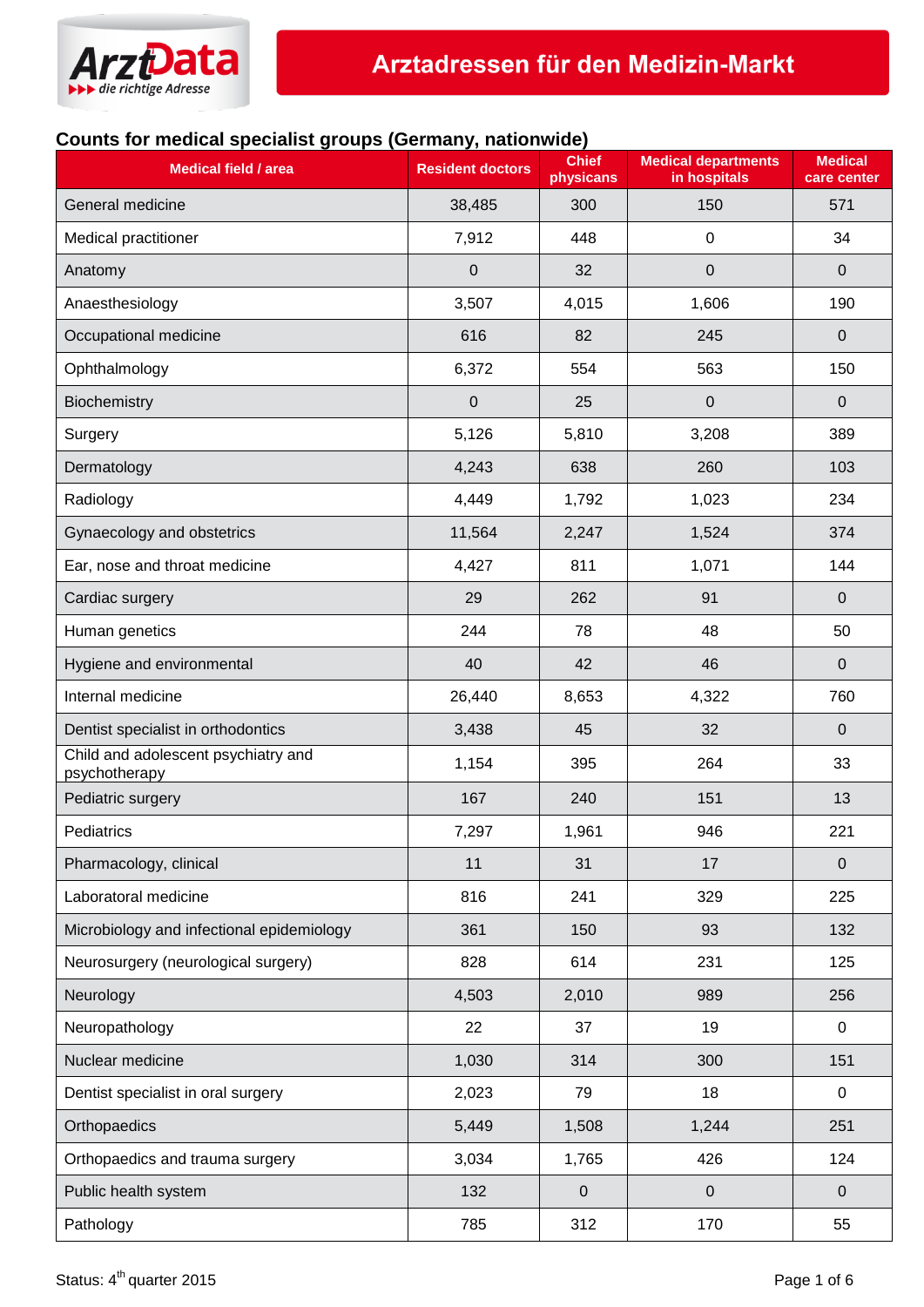ArztData
die richtige Adresse

# Arztadressen für den Medizin-Markt

## Counts for medical specialist groups (Germany, nationwide)

| Medical field / area | Resident doctors | Chief physicans | Medical departments in hospitals | Medical care center |
|---|---|---|---|---|
| General medicine | 38,485 | 300 | 150 | 571 |
| Medical practitioner | 7,912 | 448 | 0 | 34 |
| Anatomy | 0 | 32 | 0 | 0 |
| Anaesthesiology | 3,507 | 4,015 | 1,606 | 190 |
| Occupational medicine | 616 | 82 | 245 | 0 |
| Ophthalmology | 6,372 | 554 | 563 | 150 |
| Biochemistry | 0 | 25 | 0 | 0 |
| Surgery | 5,126 | 5,810 | 3,208 | 389 |
| Dermatology | 4,243 | 638 | 260 | 103 |
| Radiology | 4,449 | 1,792 | 1,023 | 234 |
| Gynaecology and obstetrics | 11,564 | 2,247 | 1,524 | 374 |
| Ear, nose and throat medicine | 4,427 | 811 | 1,071 | 144 |
| Cardiac surgery | 29 | 262 | 91 | 0 |
| Human genetics | 244 | 78 | 48 | 50 |
| Hygiene and environmental | 40 | 42 | 46 | 0 |
| Internal medicine | 26,440 | 8,653 | 4,322 | 760 |
| Dentist specialist in orthodontics | 3,438 | 45 | 32 | 0 |
| Child and adolescent psychiatry and psychotherapy | 1,154 | 395 | 264 | 33 |
| Pediatric surgery | 167 | 240 | 151 | 13 |
| Pediatrics | 7,297 | 1,961 | 946 | 221 |
| Pharmacology, clinical | 11 | 31 | 17 | 0 |
| Laboratoral medicine | 816 | 241 | 329 | 225 |
| Microbiology and infectional epidemiology | 361 | 150 | 93 | 132 |
| Neurosurgery (neurological surgery) | 828 | 614 | 231 | 125 |
| Neurology | 4,503 | 2,010 | 989 | 256 |
| Neuropathology | 22 | 37 | 19 | 0 |
| Nuclear medicine | 1,030 | 314 | 300 | 151 |
| Dentist specialist in oral surgery | 2,023 | 79 | 18 | 0 |
| Orthopaedics | 5,449 | 1,508 | 1,244 | 251 |
| Orthopaedics and trauma surgery | 3,034 | 1,765 | 426 | 124 |
| Public health system | 132 | 0 | 0 | 0 |
| Pathology | 785 | 312 | 170 | 55 |

Status: 4th quarter 2015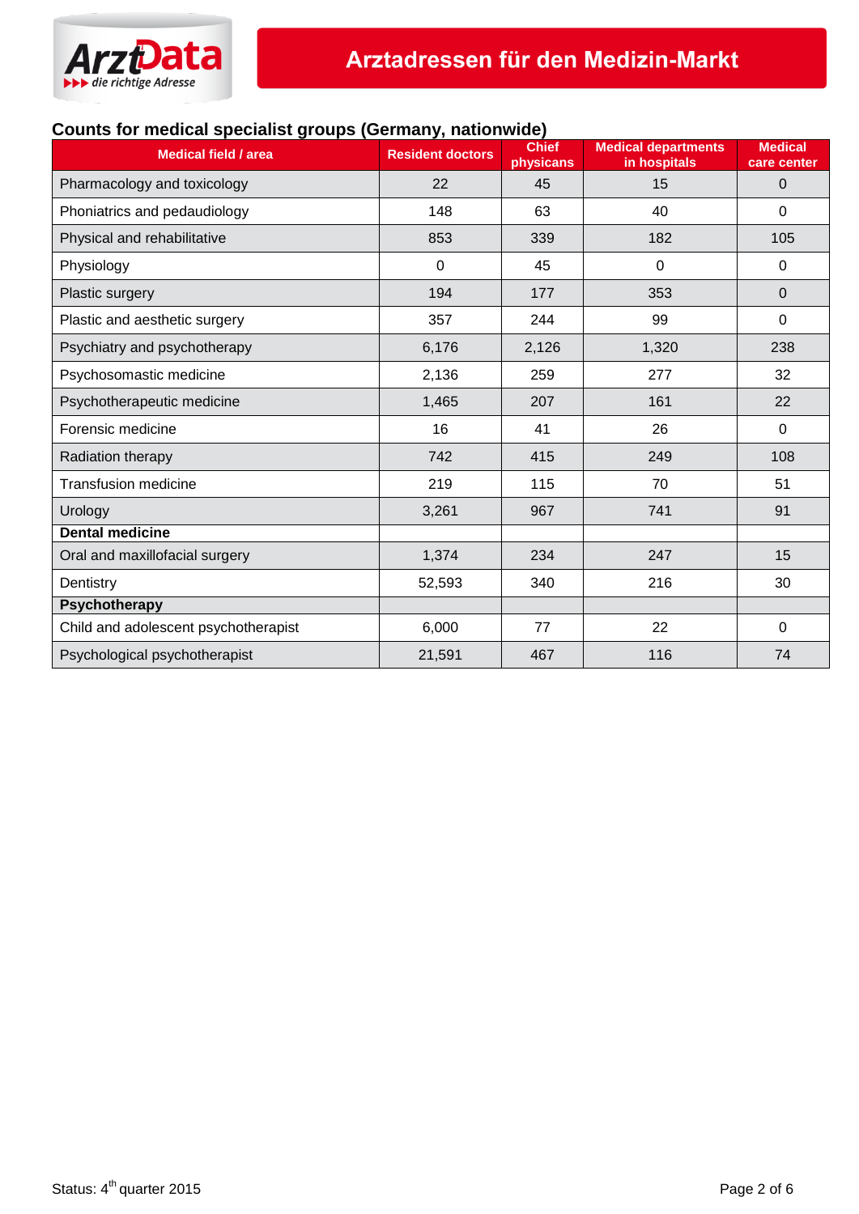Arztadressen für den Medizin-Markt

## Counts for medical specialist groups (Germany, nationwide)

| Medical field / area | Resident doctors | Chief physicans | Medical departments in hospitals | Medical care center |
|---|---|---|---|---|
| Pharmacology and toxicology | 22 | 45 | 15 | 0 |
| Phoniatrics and pedaudiology | 148 | 63 | 40 | 0 |
| Physical and rehabilitative | 853 | 339 | 182 | 105 |
| Physiology | 0 | 45 | 0 | 0 |
| Plastic surgery | 194 | 177 | 353 | 0 |
| Plastic and aesthetic surgery | 357 | 244 | 99 | 0 |
| Psychiatry and psychotherapy | 6,176 | 2,126 | 1,320 | 238 |
| Psychosomastic medicine | 2,136 | 259 | 277 | 32 |
| Psychotherapeutic medicine | 1,465 | 207 | 161 | 22 |
| Forensic medicine | 16 | 41 | 26 | 0 |
| Radiation therapy | 742 | 415 | 249 | 108 |
| Transfusion medicine | 219 | 115 | 70 | 51 |
| Urology | 3,261 | 967 | 741 | 91 |
| **Dental medicine** | | | | |
| Oral and maxillofacial surgery | 1,374 | 234 | 247 | 15 |
| Dentistry | 52,593 | 340 | 216 | 30 |
| **Psychotherapy** | | | | |
| Child and adolescent psychotherapist | 6,000 | 77 | 22 | 0 |
| Psychological psychotherapist | 21,591 | 467 | 116 | 74 |

Status: 4th quarter 2015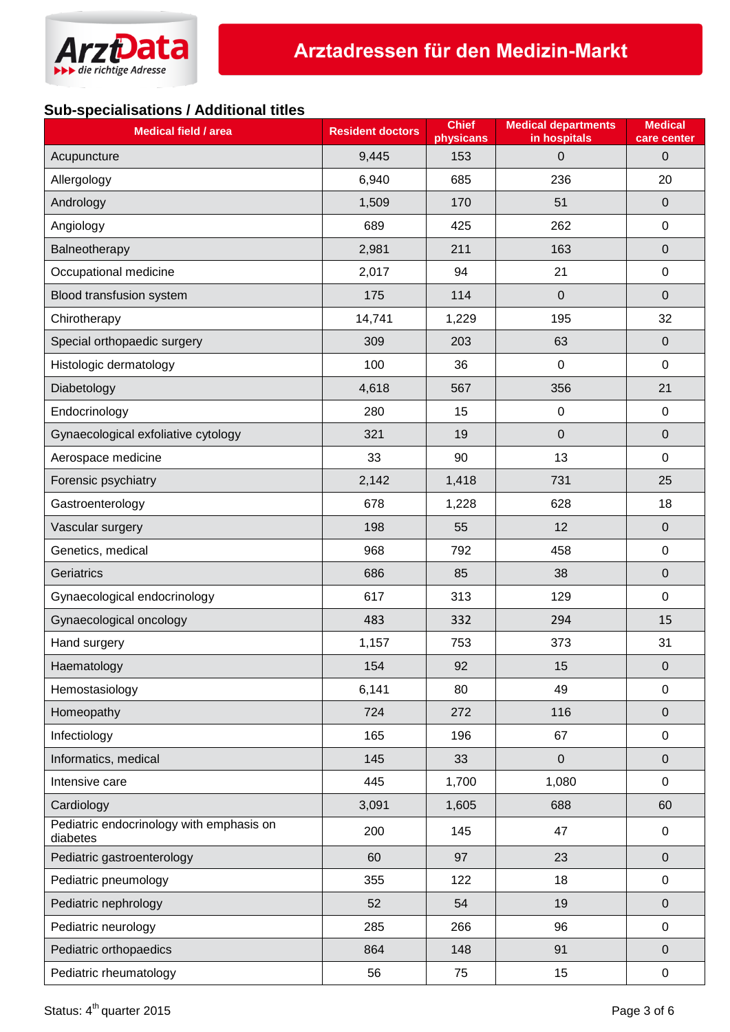## Sub-specialisations / Additional titles

| Medical field / area | Resident doctors | Chief physicans | Medical departments in hospitals | Medical care center |
|---|---|---|---|---|
| Acupuncture | 9,445 | 153 | 0 | 0 |
| Allergology | 6,940 | 685 | 236 | 20 |
| Andrology | 1,509 | 170 | 51 | 0 |
| Angiology | 689 | 425 | 262 | 0 |
| Balneotherapy | 2,981 | 211 | 163 | 0 |
| Occupational medicine | 2,017 | 94 | 21 | 0 |
| Blood transfusion system | 175 | 114 | 0 | 0 |
| Chirotherapy | 14,741 | 1,229 | 195 | 32 |
| Special orthopaedic surgery | 309 | 203 | 63 | 0 |
| Histologic dermatology | 100 | 36 | 0 | 0 |
| Diabetology | 4,618 | 567 | 356 | 21 |
| Endocrinology | 280 | 15 | 0 | 0 |
| Gynaecological exfoliative cytology | 321 | 19 | 0 | 0 |
| Aerospace medicine | 33 | 90 | 13 | 0 |
| Forensic psychiatry | 2,142 | 1,418 | 731 | 25 |
| Gastroenterology | 678 | 1,228 | 628 | 18 |
| Vascular surgery | 198 | 55 | 12 | 0 |
| Genetics, medical | 968 | 792 | 458 | 0 |
| Geriatrics | 686 | 85 | 38 | 0 |
| Gynaecological endocrinology | 617 | 313 | 129 | 0 |
| Gynaecological oncology | 483 | 332 | 294 | 15 |
| Hand surgery | 1,157 | 753 | 373 | 31 |
| Haematology | 154 | 92 | 15 | 0 |
| Hemostasiology | 6,141 | 80 | 49 | 0 |
| Homeopathy | 724 | 272 | 116 | 0 |
| Infectiology | 165 | 196 | 67 | 0 |
| Informatics, medical | 145 | 33 | 0 | 0 |
| Intensive care | 445 | 1,700 | 1,080 | 0 |
| Cardiology | 3,091 | 1,605 | 688 | 60 |
| Pediatric endocrinology with emphasis on diabetes | 200 | 145 | 47 | 0 |
| Pediatric gastroenterology | 60 | 97 | 23 | 0 |
| Pediatric pneumology | 355 | 122 | 18 | 0 |
| Pediatric nephrology | 52 | 54 | 19 | 0 |
| Pediatric neurology | 285 | 266 | 96 | 0 |
| Pediatric orthopaedics | 864 | 148 | 91 | 0 |
| Pediatric rheumatology | 56 | 75 | 15 | 0 |

Status: 4th quarter 2015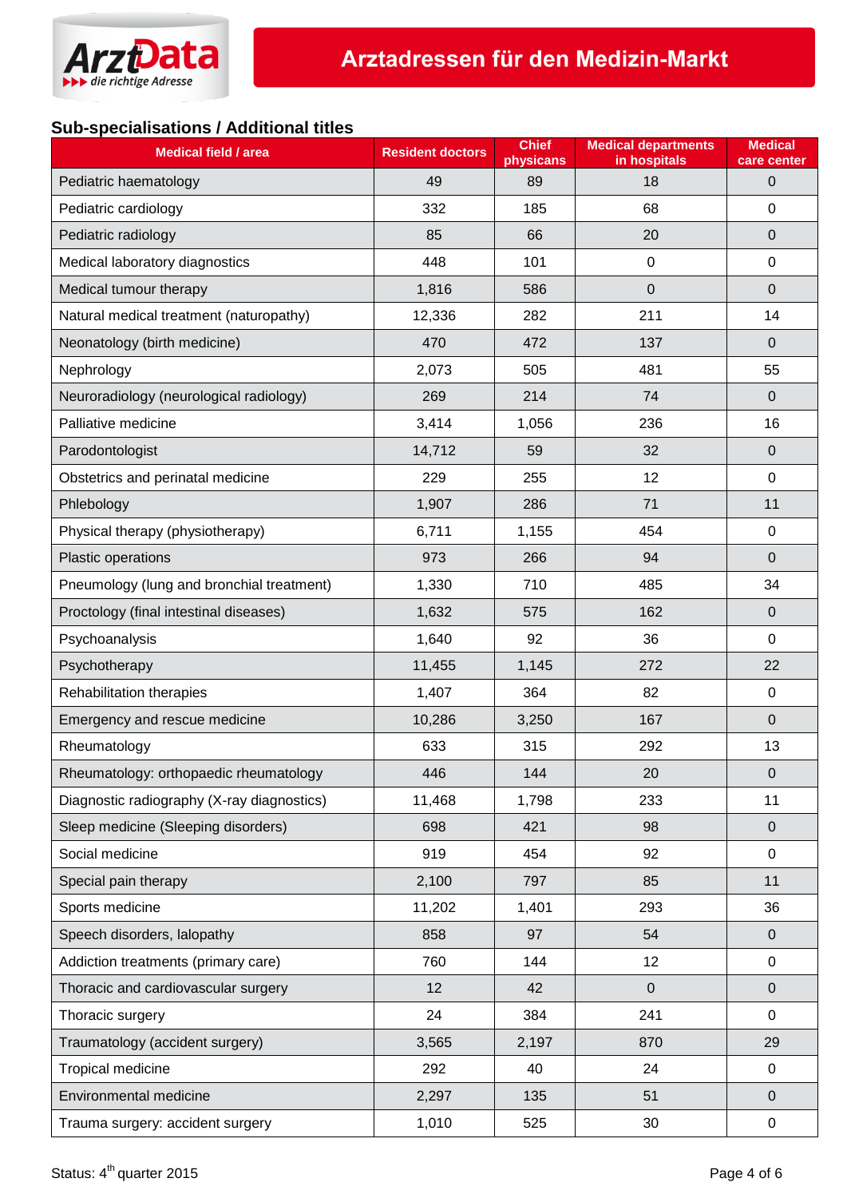## Sub-specialisations / Additional titles

| Medical field / area | Resident doctors | Chief physicans | Medical departments in hospitals | Medical care center |
|---|---|---|---|---|
| Pediatric haematology | 49 | 89 | 18 | 0 |
| Pediatric cardiology | 332 | 185 | 68 | 0 |
| Pediatric radiology | 85 | 66 | 20 | 0 |
| Medical laboratory diagnostics | 448 | 101 | 0 | 0 |
| Medical tumour therapy | 1,816 | 586 | 0 | 0 |
| Natural medical treatment (naturopathy) | 12,336 | 282 | 211 | 14 |
| Neonatology (birth medicine) | 470 | 472 | 137 | 0 |
| Nephrology | 2,073 | 505 | 481 | 55 |
| Neuroradiology (neurological radiology) | 269 | 214 | 74 | 0 |
| Palliative medicine | 3,414 | 1,056 | 236 | 16 |
| Parodontologist | 14,712 | 59 | 32 | 0 |
| Obstetrics and perinatal medicine | 229 | 255 | 12 | 0 |
| Phlebology | 1,907 | 286 | 71 | 11 |
| Physical therapy (physiotherapy) | 6,711 | 1,155 | 454 | 0 |
| Plastic operations | 973 | 266 | 94 | 0 |
| Pneumology (lung and bronchial treatment) | 1,330 | 710 | 485 | 34 |
| Proctology (final intestinal diseases) | 1,632 | 575 | 162 | 0 |
| Psychoanalysis | 1,640 | 92 | 36 | 0 |
| Psychotherapy | 11,455 | 1,145 | 272 | 22 |
| Rehabilitation therapies | 1,407 | 364 | 82 | 0 |
| Emergency and rescue medicine | 10,286 | 3,250 | 167 | 0 |
| Rheumatology | 633 | 315 | 292 | 13 |
| Rheumatology: orthopaedic rheumatology | 446 | 144 | 20 | 0 |
| Diagnostic radiography (X-ray diagnostics) | 11,468 | 1,798 | 233 | 11 |
| Sleep medicine (Sleeping disorders) | 698 | 421 | 98 | 0 |
| Social medicine | 919 | 454 | 92 | 0 |
| Special pain therapy | 2,100 | 797 | 85 | 11 |
| Sports medicine | 11,202 | 1,401 | 293 | 36 |
| Speech disorders, lalopathy | 858 | 97 | 54 | 0 |
| Addiction treatments (primary care) | 760 | 144 | 12 | 0 |
| Thoracic and cardiovascular surgery | 12 | 42 | 0 | 0 |
| Thoracic surgery | 24 | 384 | 241 | 0 |
| Traumatology (accident surgery) | 3,565 | 2,197 | 870 | 29 |
| Tropical medicine | 292 | 40 | 24 | 0 |
| Environmental medicine | 2,297 | 135 | 51 | 0 |
| Trauma surgery: accident surgery | 1,010 | 525 | 30 | 0 |

Status: 4th quarter 2015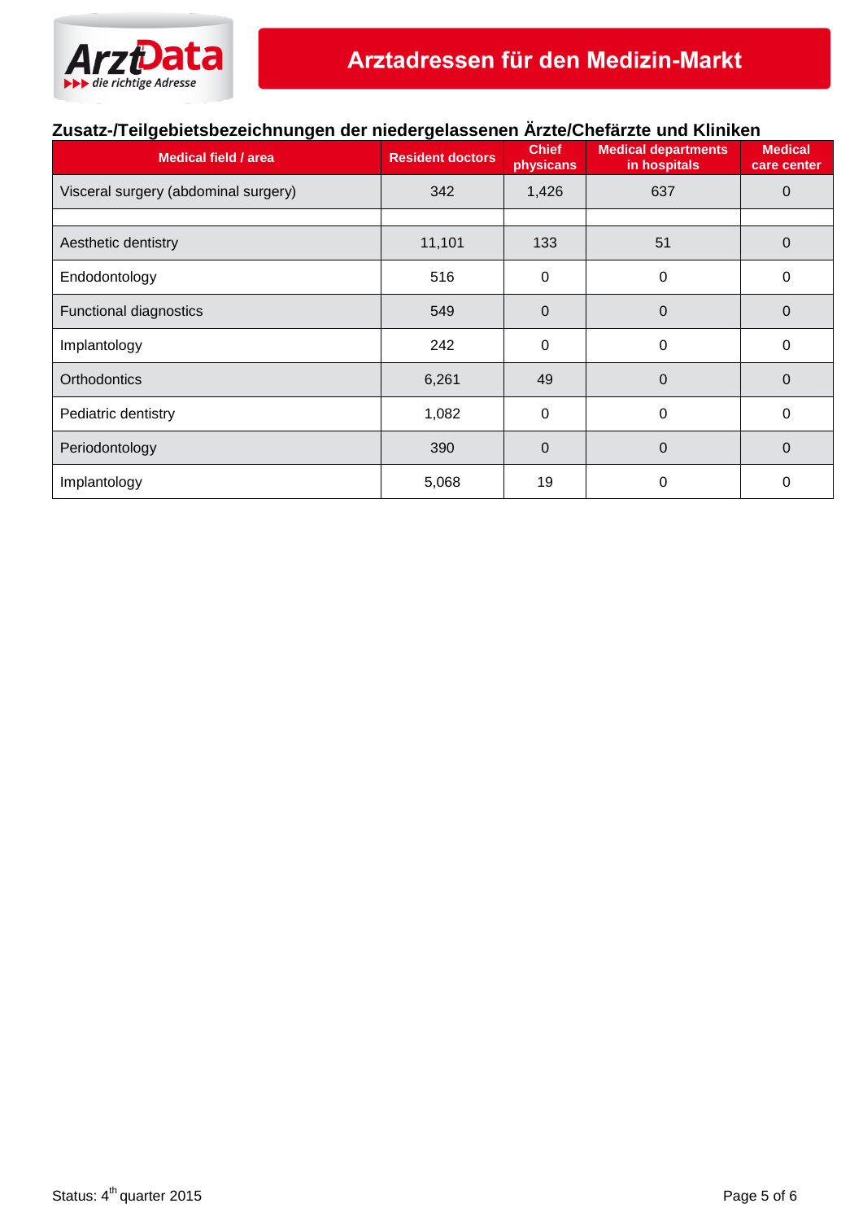## Zusatz-/Teilgebietsbezeichnungen der niedergelassenen Ärzte/Chefärzte und Kliniken

| Medical field / area | Resident doctors | Chief physicans | Medical departments in hospitals | Medical care center |
|---|---|---|---|---|
| Visceral surgery (abdominal surgery) | 342 | 1,426 | 637 | 0 |
| | | | | |
| Aesthetic dentistry | 11,101 | 133 | 51 | 0 |
| Endodontology | 516 | 0 | 0 | 0 |
| Functional diagnostics | 549 | 0 | 0 | 0 |
| Implantology | 242 | 0 | 0 | 0 |
| Orthodontics | 6,261 | 49 | 0 | 0 |
| Pediatric dentistry | 1,082 | 0 | 0 | 0 |
| Periodontology | 390 | 0 | 0 | 0 |
| Implantology | 5,068 | 19 | 0 | 0 |

Status: 4th quarter 2015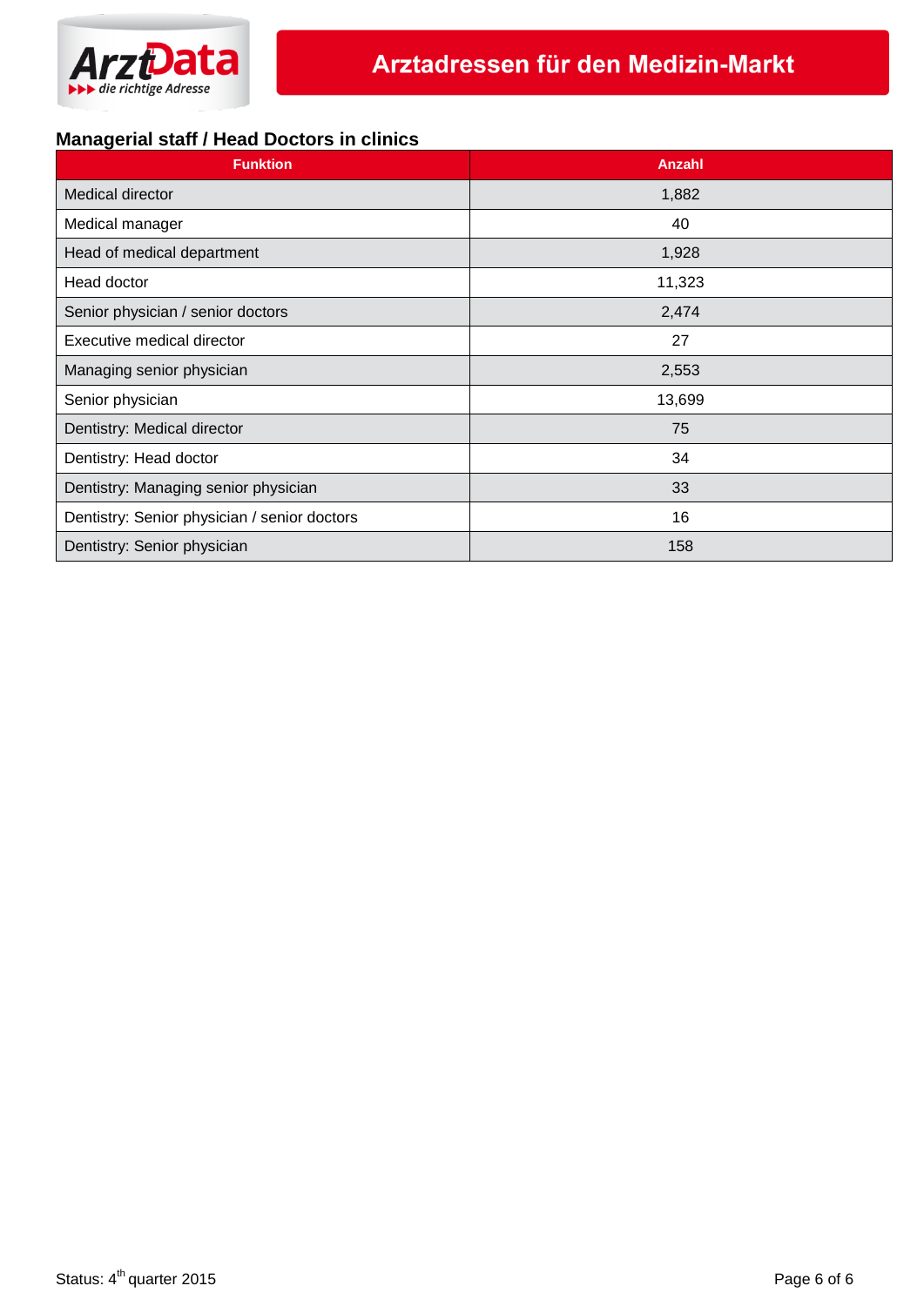## Managerial staff / Head Doctors in clinics

| Funktion | Anzahl |
|---|---|
| Medical director | 1,882 |
| Medical manager | 40 |
| Head of medical department | 1,928 |
| Head doctor | 11,323 |
| Senior physician / senior doctors | 2,474 |
| Executive medical director | 27 |
| Managing senior physician | 2,553 |
| Senior physician | 13,699 |
| Dentistry: Medical director | 75 |
| Dentistry: Head doctor | 34 |
| Dentistry: Managing senior physician | 33 |
| Dentistry: Senior physician / senior doctors | 16 |
| Dentistry: Senior physician | 158 |

Status: 4th quarter 2015